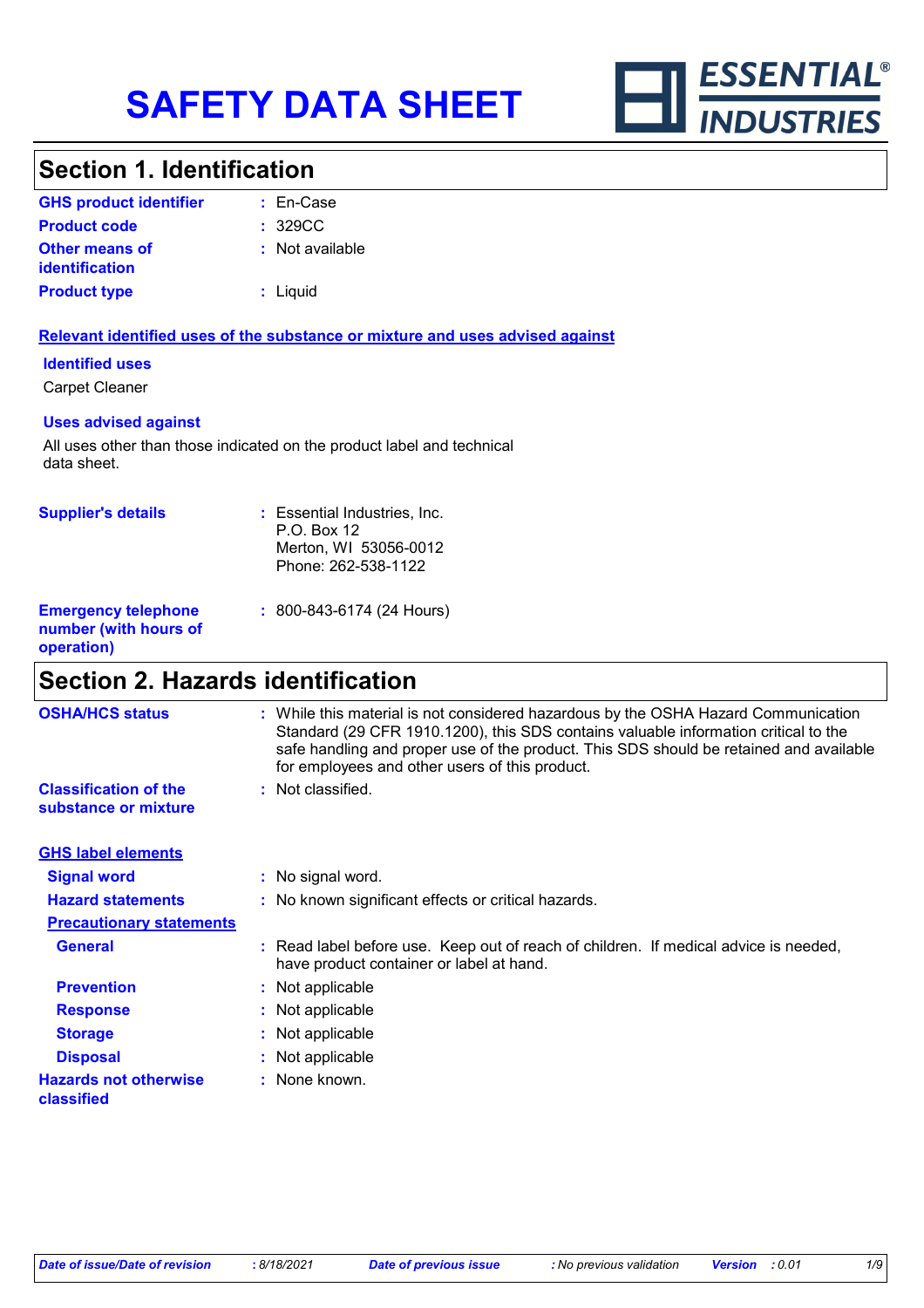# SAFETY DATA SHEET

ESSENTIAL® INDUSTRIES

## Section 1. Identification

| | | |
|---|---|---|
| **GHS product identifier** | : | En-Case |
| **Product code** | : | 329CC |
| **Other means of identification** | : | Not available |
| **Product type** | : | Liquid |

### Relevant identified uses of the substance or mixture and uses advised against

**Identified uses**

Carpet Cleaner

**Uses advised against**

All uses other than those indicated on the product label and technical data sheet.

| | | |
|---|---|---|
| **Supplier's details** | : | Essential Industries, Inc.<br>P.O. Box 12<br>Merton, WI 53056-0012<br>Phone: 262-538-1122 |
| **Emergency telephone number (with hours of operation)** | : | 800-843-6174 (24 Hours) |

## Section 2. Hazards identification

| | | |
|---|---|---|
| **OSHA/HCS status** | : | While this material is not considered hazardous by the OSHA Hazard Communication Standard (29 CFR 1910.1200), this SDS contains valuable information critical to the safe handling and proper use of the product. This SDS should be retained and available for employees and other users of this product. |
| **Classification of the substance or mixture** | : | Not classified. |

### GHS label elements

| | | |
|---|---|---|
| **Signal word** | : | No signal word. |
| **Hazard statements** | : | No known significant effects or critical hazards. |

**Precautionary statements**

| | | |
|---|---|---|
| **General** | : | Read label before use. Keep out of reach of children. If medical advice is needed, have product container or label at hand. |
| **Prevention** | : | Not applicable |
| **Response** | : | Not applicable |
| **Storage** | : | Not applicable |
| **Disposal** | : | Not applicable |
| **Hazards not otherwise classified** | : | None known. |

*Date of issue/Date of revision* : 8/18/2021 *Date of previous issue* : No previous validation *Version* : 0.01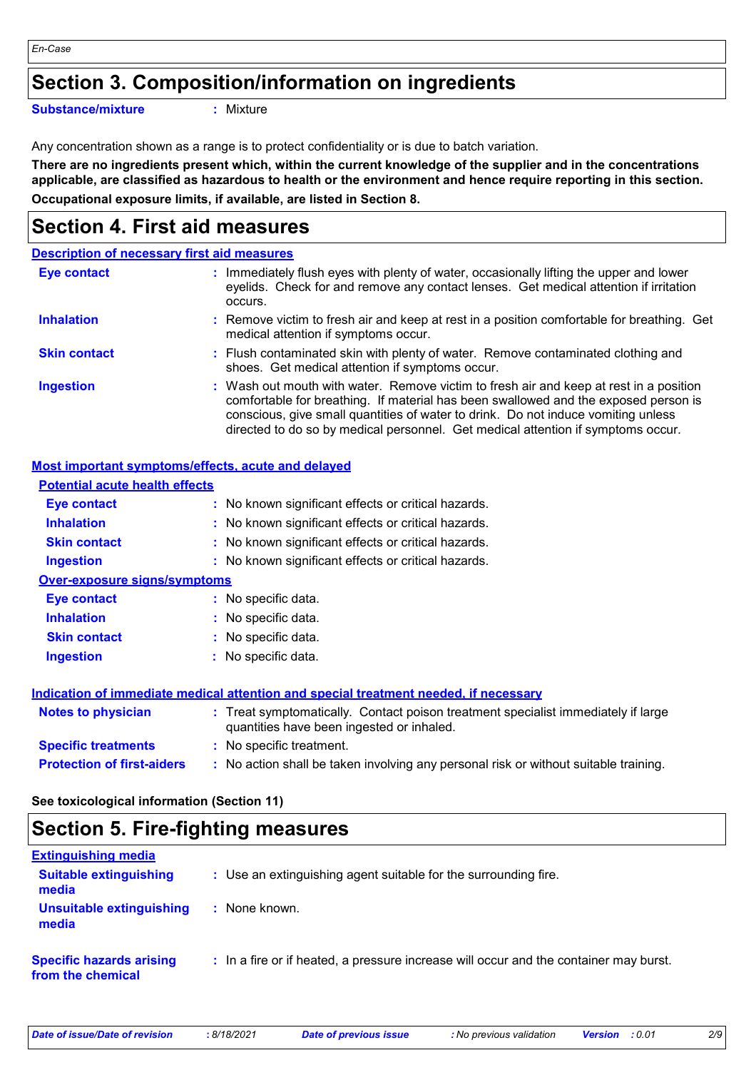## Section 3. Composition/information on ingredients

| | |
|---|---|
| **Substance/mixture** | : Mixture |

Any concentration shown as a range is to protect confidentiality or is due to batch variation.

**There are no ingredients present which, within the current knowledge of the supplier and in the concentrations applicable, are classified as hazardous to health or the environment and hence require reporting in this section.**

**Occupational exposure limits, if available, are listed in Section 8.**

## Section 4. First aid measures

### Description of necessary first aid measures

| | |
|---|---|
| **Eye contact** | : Immediately flush eyes with plenty of water, occasionally lifting the upper and lower eyelids. Check for and remove any contact lenses. Get medical attention if irritation occurs. |
| **Inhalation** | : Remove victim to fresh air and keep at rest in a position comfortable for breathing. Get medical attention if symptoms occur. |
| **Skin contact** | : Flush contaminated skin with plenty of water. Remove contaminated clothing and shoes. Get medical attention if symptoms occur. |
| **Ingestion** | : Wash out mouth with water. Remove victim to fresh air and keep at rest in a position comfortable for breathing. If material has been swallowed and the exposed person is conscious, give small quantities of water to drink. Do not induce vomiting unless directed to do so by medical personnel. Get medical attention if symptoms occur. |

### Most important symptoms/effects, acute and delayed

**Potential acute health effects**

| | |
|---|---|
| **Eye contact** | : No known significant effects or critical hazards. |
| **Inhalation** | : No known significant effects or critical hazards. |
| **Skin contact** | : No known significant effects or critical hazards. |
| **Ingestion** | : No known significant effects or critical hazards. |

**Over-exposure signs/symptoms**

| | |
|---|---|
| **Eye contact** | : No specific data. |
| **Inhalation** | : No specific data. |
| **Skin contact** | : No specific data. |
| **Ingestion** | : No specific data. |

### Indication of immediate medical attention and special treatment needed, if necessary

| | |
|---|---|
| **Notes to physician** | : Treat symptomatically. Contact poison treatment specialist immediately if large quantities have been ingested or inhaled. |
| **Specific treatments** | : No specific treatment. |
| **Protection of first-aiders** | : No action shall be taken involving any personal risk or without suitable training. |

**See toxicological information (Section 11)**

## Section 5. Fire-fighting measures

### Extinguishing media

| | |
|---|---|
| **Suitable extinguishing media** | : Use an extinguishing agent suitable for the surrounding fire. |
| **Unsuitable extinguishing media** | : None known. |
| **Specific hazards arising from the chemical** | : In a fire or if heated, a pressure increase will occur and the container may burst. |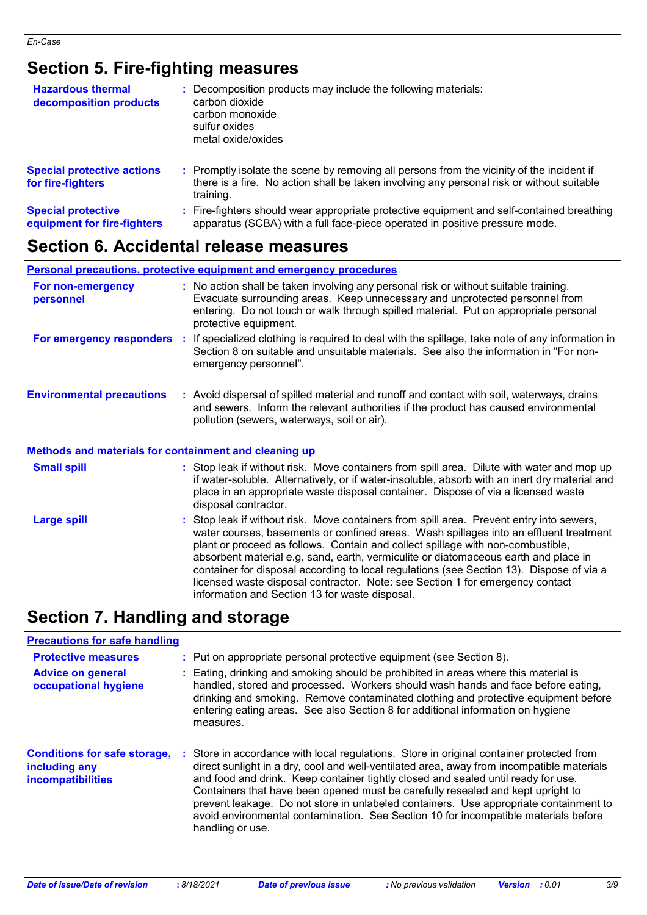## Section 5. Fire-fighting measures

**Hazardous thermal decomposition products** : Decomposition products may include the following materials:
carbon dioxide
carbon monoxide
sulfur oxides
metal oxide/oxides

**Special protective actions for fire-fighters** : Promptly isolate the scene by removing all persons from the vicinity of the incident if there is a fire. No action shall be taken involving any personal risk or without suitable training.

**Special protective equipment for fire-fighters** : Fire-fighters should wear appropriate protective equipment and self-contained breathing apparatus (SCBA) with a full face-piece operated in positive pressure mode.

## Section 6. Accidental release measures

### Personal precautions, protective equipment and emergency procedures

**For non-emergency personnel** : No action shall be taken involving any personal risk or without suitable training. Evacuate surrounding areas. Keep unnecessary and unprotected personnel from entering. Do not touch or walk through spilled material. Put on appropriate personal protective equipment.

**For emergency responders** : If specialized clothing is required to deal with the spillage, take note of any information in Section 8 on suitable and unsuitable materials. See also the information in "For non-emergency personnel".

**Environmental precautions** : Avoid dispersal of spilled material and runoff and contact with soil, waterways, drains and sewers. Inform the relevant authorities if the product has caused environmental pollution (sewers, waterways, soil or air).

### Methods and materials for containment and cleaning up

**Small spill** : Stop leak if without risk. Move containers from spill area. Dilute with water and mop up if water-soluble. Alternatively, or if water-insoluble, absorb with an inert dry material and place in an appropriate waste disposal container. Dispose of via a licensed waste disposal contractor.

**Large spill** : Stop leak if without risk. Move containers from spill area. Prevent entry into sewers, water courses, basements or confined areas. Wash spillages into an effluent treatment plant or proceed as follows. Contain and collect spillage with non-combustible, absorbent material e.g. sand, earth, vermiculite or diatomaceous earth and place in container for disposal according to local regulations (see Section 13). Dispose of via a licensed waste disposal contractor. Note: see Section 1 for emergency contact information and Section 13 for waste disposal.

## Section 7. Handling and storage

### Precautions for safe handling

**Protective measures** : Put on appropriate personal protective equipment (see Section 8).

**Advice on general occupational hygiene** : Eating, drinking and smoking should be prohibited in areas where this material is handled, stored and processed. Workers should wash hands and face before eating, drinking and smoking. Remove contaminated clothing and protective equipment before entering eating areas. See also Section 8 for additional information on hygiene measures.

**Conditions for safe storage, including any incompatibilities** : Store in accordance with local regulations. Store in original container protected from direct sunlight in a dry, cool and well-ventilated area, away from incompatible materials and food and drink. Keep container tightly closed and sealed until ready for use. Containers that have been opened must be carefully resealed and kept upright to prevent leakage. Do not store in unlabeled containers. Use appropriate containment to avoid environmental contamination. See Section 10 for incompatible materials before handling or use.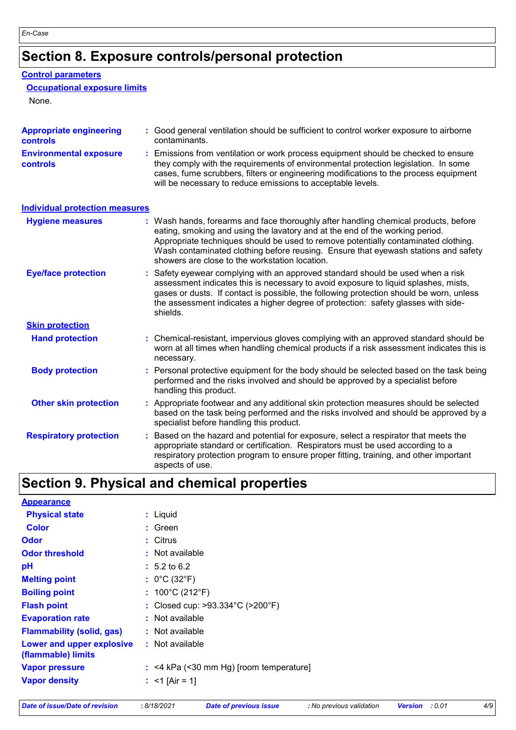## Section 8. Exposure controls/personal protection

### Control parameters

#### Occupational exposure limits

None.

**Appropriate engineering controls** : Good general ventilation should be sufficient to control worker exposure to airborne contaminants.

**Environmental exposure controls** : Emissions from ventilation or work process equipment should be checked to ensure they comply with the requirements of environmental protection legislation. In some cases, fume scrubbers, filters or engineering modifications to the process equipment will be necessary to reduce emissions to acceptable levels.

### Individual protection measures

**Hygiene measures** : Wash hands, forearms and face thoroughly after handling chemical products, before eating, smoking and using the lavatory and at the end of the working period. Appropriate techniques should be used to remove potentially contaminated clothing. Wash contaminated clothing before reusing. Ensure that eyewash stations and safety showers are close to the workstation location.

**Eye/face protection** : Safety eyewear complying with an approved standard should be used when a risk assessment indicates this is necessary to avoid exposure to liquid splashes, mists, gases or dusts. If contact is possible, the following protection should be worn, unless the assessment indicates a higher degree of protection: safety glasses with side-shields.

#### Skin protection

**Hand protection** : Chemical-resistant, impervious gloves complying with an approved standard should be worn at all times when handling chemical products if a risk assessment indicates this is necessary.

**Body protection** : Personal protective equipment for the body should be selected based on the task being performed and the risks involved and should be approved by a specialist before handling this product.

**Other skin protection** : Appropriate footwear and any additional skin protection measures should be selected based on the task being performed and the risks involved and should be approved by a specialist before handling this product.

**Respiratory protection** : Based on the hazard and potential for exposure, select a respirator that meets the appropriate standard or certification. Respirators must be used according to a respiratory protection program to ensure proper fitting, training, and other important aspects of use.

## Section 9. Physical and chemical properties

### Appearance

**Physical state** : Liquid

**Color** : Green

**Odor** : Citrus

**Odor threshold** : Not available

**pH** : 5.2 to 6.2

**Melting point** : 0°C (32°F)

**Boiling point** : 100°C (212°F)

**Flash point** : Closed cup: >93.334°C (>200°F)

**Evaporation rate** : Not available

**Flammability (solid, gas)** : Not available

**Lower and upper explosive (flammable) limits** : Not available

**Vapor pressure** : <4 kPa (<30 mm Hg) [room temperature]

**Vapor density** : <1 [Air = 1]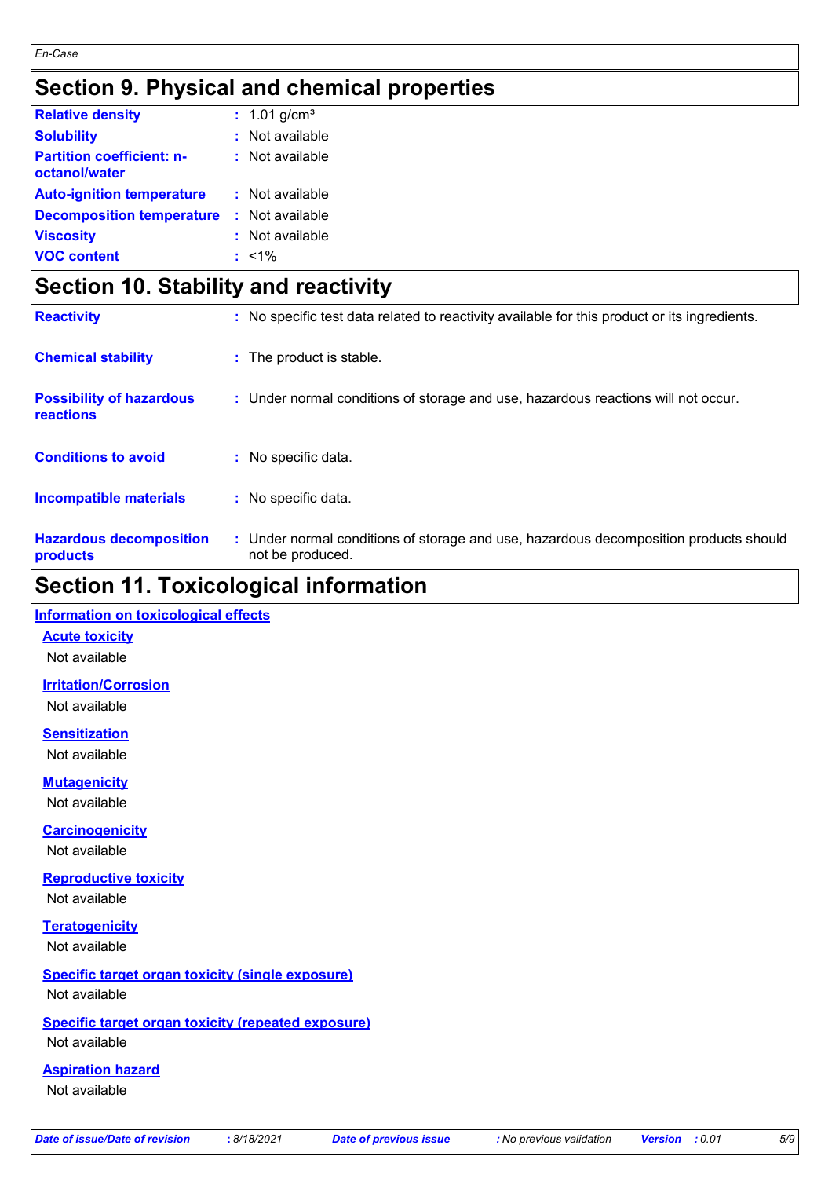## Section 9. Physical and chemical properties

| | |
|---|---|
| **Relative density** | : 1.01 g/cm³ |
| **Solubility** | : Not available |
| **Partition coefficient: n-octanol/water** | : Not available |
| **Auto-ignition temperature** | : Not available |
| **Decomposition temperature** | : Not available |
| **Viscosity** | : Not available |
| **VOC content** | : <1% |

## Section 10. Stability and reactivity

| | |
|---|---|
| **Reactivity** | : No specific test data related to reactivity available for this product or its ingredients. |
| **Chemical stability** | : The product is stable. |
| **Possibility of hazardous reactions** | : Under normal conditions of storage and use, hazardous reactions will not occur. |
| **Conditions to avoid** | : No specific data. |
| **Incompatible materials** | : No specific data. |
| **Hazardous decomposition products** | : Under normal conditions of storage and use, hazardous decomposition products should not be produced. |

## Section 11. Toxicological information

### Information on toxicological effects

**Acute toxicity**

Not available

**Irritation/Corrosion**

Not available

**Sensitization**

Not available

**Mutagenicity**

Not available

**Carcinogenicity**

Not available

**Reproductive toxicity**

Not available

**Teratogenicity**

Not available

**Specific target organ toxicity (single exposure)**

Not available

**Specific target organ toxicity (repeated exposure)**

Not available

**Aspiration hazard**

Not available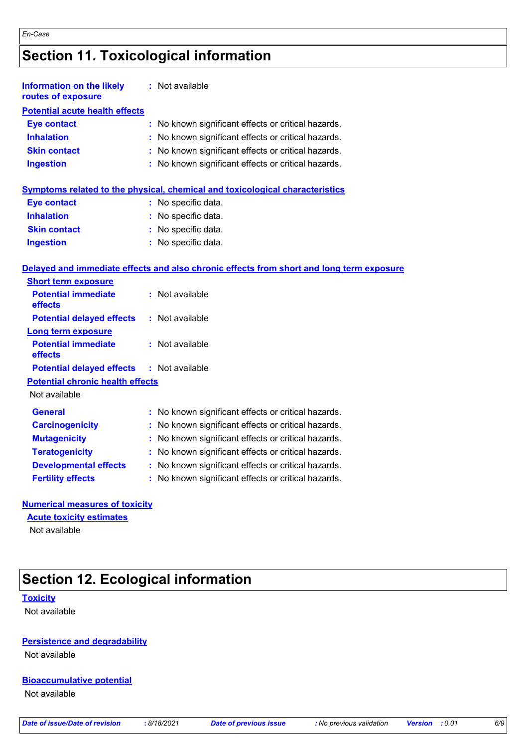## Section 11. Toxicological information

**Information on the likely routes of exposure** : Not available

**Potential acute health effects**

| | |
|---|---|
| **Eye contact** | : No known significant effects or critical hazards. |
| **Inhalation** | : No known significant effects or critical hazards. |
| **Skin contact** | : No known significant effects or critical hazards. |
| **Ingestion** | : No known significant effects or critical hazards. |

**Symptoms related to the physical, chemical and toxicological characteristics**

| | |
|---|---|
| **Eye contact** | : No specific data. |
| **Inhalation** | : No specific data. |
| **Skin contact** | : No specific data. |
| **Ingestion** | : No specific data. |

**Delayed and immediate effects and also chronic effects from short and long term exposure**

**Short term exposure**

| | |
|---|---|
| **Potential immediate effects** | : Not available |
| **Potential delayed effects** | : Not available |

**Long term exposure**

| | |
|---|---|
| **Potential immediate effects** | : Not available |
| **Potential delayed effects** | : Not available |

**Potential chronic health effects**

Not available

| | |
|---|---|
| **General** | : No known significant effects or critical hazards. |
| **Carcinogenicity** | : No known significant effects or critical hazards. |
| **Mutagenicity** | : No known significant effects or critical hazards. |
| **Teratogenicity** | : No known significant effects or critical hazards. |
| **Developmental effects** | : No known significant effects or critical hazards. |
| **Fertility effects** | : No known significant effects or critical hazards. |

**Numerical measures of toxicity**

**Acute toxicity estimates**

Not available

## Section 12. Ecological information

**Toxicity**

Not available

**Persistence and degradability**

Not available

**Bioaccumulative potential**

Not available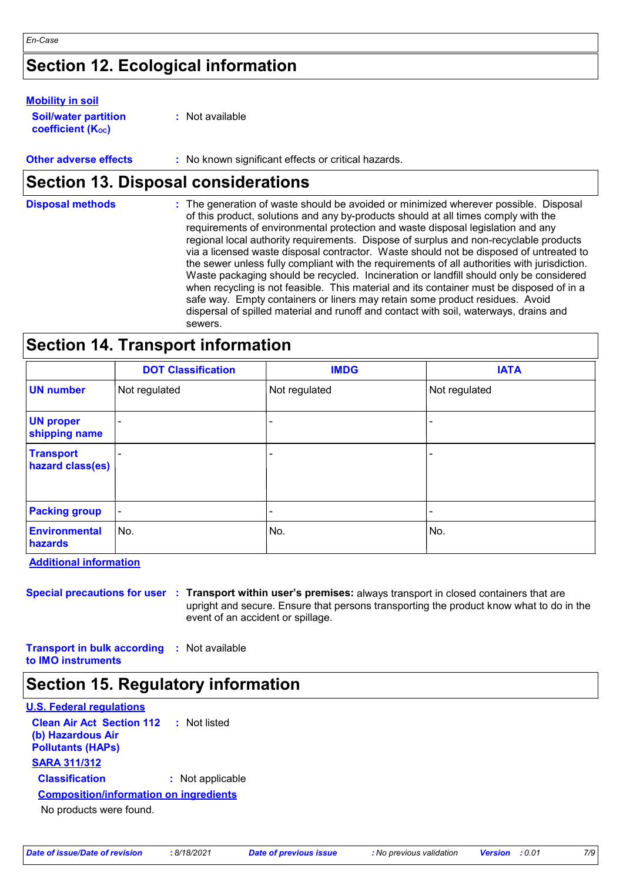## Section 12. Ecological information

**Mobility in soil**

**Soil/water partition coefficient ($K_{OC}$)** : Not available

**Other adverse effects** : No known significant effects or critical hazards.

## Section 13. Disposal considerations

**Disposal methods** : The generation of waste should be avoided or minimized wherever possible. Disposal of this product, solutions and any by-products should at all times comply with the requirements of environmental protection and waste disposal legislation and any regional local authority requirements. Dispose of surplus and non-recyclable products via a licensed waste disposal contractor. Waste should not be disposed of untreated to the sewer unless fully compliant with the requirements of all authorities with jurisdiction. Waste packaging should be recycled. Incineration or landfill should only be considered when recycling is not feasible. This material and its container must be disposed of in a safe way. Empty containers or liners may retain some product residues. Avoid dispersal of spilled material and runoff and contact with soil, waterways, drains and sewers.

## Section 14. Transport information

| | DOT Classification | IMDG | IATA |
|---|---|---|---|
| **UN number** | Not regulated | Not regulated | Not regulated |
| **UN proper shipping name** | - | - | - |
| **Transport hazard class(es)** | - | - | - |
| **Packing group** | - | - | - |
| **Environmental hazards** | No. | No. | No. |

**Additional information**

**Special precautions for user** : **Transport within user's premises:** always transport in closed containers that are upright and secure. Ensure that persons transporting the product know what to do in the event of an accident or spillage.

**Transport in bulk according to IMO instruments** : Not available

## Section 15. Regulatory information

**U.S. Federal regulations**

**Clean Air Act Section 112 (b) Hazardous Air Pollutants (HAPs)** : Not listed

**SARA 311/312**

**Classification** : Not applicable

**Composition/information on ingredients**

No products were found.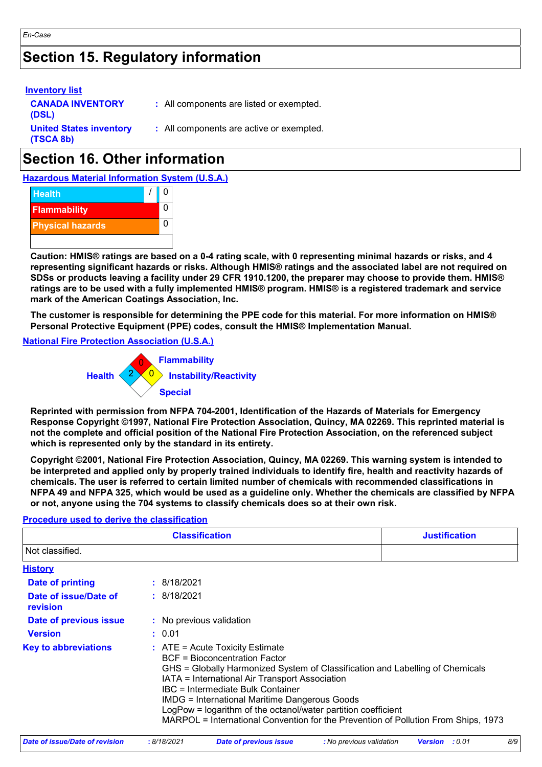## Section 15. Regulatory information

**Inventory list**

| | |
|---|---|
| **CANADA INVENTORY (DSL)** | : All components are listed or exempted. |
| **United States inventory (TSCA 8b)** | : All components are active or exempted. |

## Section 16. Other information

**Hazardous Material Information System (U.S.A.)**

| | | |
|---|---|---|
| Health | / | 0 |
| Flammability | | 0 |
| Physical hazards | | 0 |

**Caution: HMIS® ratings are based on a 0-4 rating scale, with 0 representing minimal hazards or risks, and 4 representing significant hazards or risks. Although HMIS® ratings and the associated label are not required on SDSs or products leaving a facility under 29 CFR 1910.1200, the preparer may choose to provide them. HMIS® ratings are to be used with a fully implemented HMIS® program. HMIS® is a registered trademark and service mark of the American Coatings Association, Inc.**

**The customer is responsible for determining the PPE code for this material. For more information on HMIS® Personal Protective Equipment (PPE) codes, consult the HMIS® Implementation Manual.**

**National Fire Protection Association (U.S.A.)**

- Health: 2
- Flammability: 0
- Instability/Reactivity: 0
- Special:

**Reprinted with permission from NFPA 704-2001, Identification of the Hazards of Materials for Emergency Response Copyright ©1997, National Fire Protection Association, Quincy, MA 02269. This reprinted material is not the complete and official position of the National Fire Protection Association, on the referenced subject which is represented only by the standard in its entirety.**

**Copyright ©2001, National Fire Protection Association, Quincy, MA 02269. This warning system is intended to be interpreted and applied only by properly trained individuals to identify fire, health and reactivity hazards of chemicals. The user is referred to certain limited number of chemicals with recommended classifications in NFPA 49 and NFPA 325, which would be used as a guideline only. Whether the chemicals are classified by NFPA or not, anyone using the 704 systems to classify chemicals does so at their own risk.**

**Procedure used to derive the classification**

| Classification | Justification |
|---|---|
| Not classified. | |

**History**

| | |
|---|---|
| **Date of printing** | : 8/18/2021 |
| **Date of issue/Date of revision** | : 8/18/2021 |
| **Date of previous issue** | : No previous validation |
| **Version** | : 0.01 |

**Key to abbreviations** :
ATE = Acute Toxicity Estimate
BCF = Bioconcentration Factor
GHS = Globally Harmonized System of Classification and Labelling of Chemicals
IATA = International Air Transport Association
IBC = Intermediate Bulk Container
IMDG = International Maritime Dangerous Goods
LogPow = logarithm of the octanol/water partition coefficient
MARPOL = International Convention for the Prevention of Pollution From Ships, 1973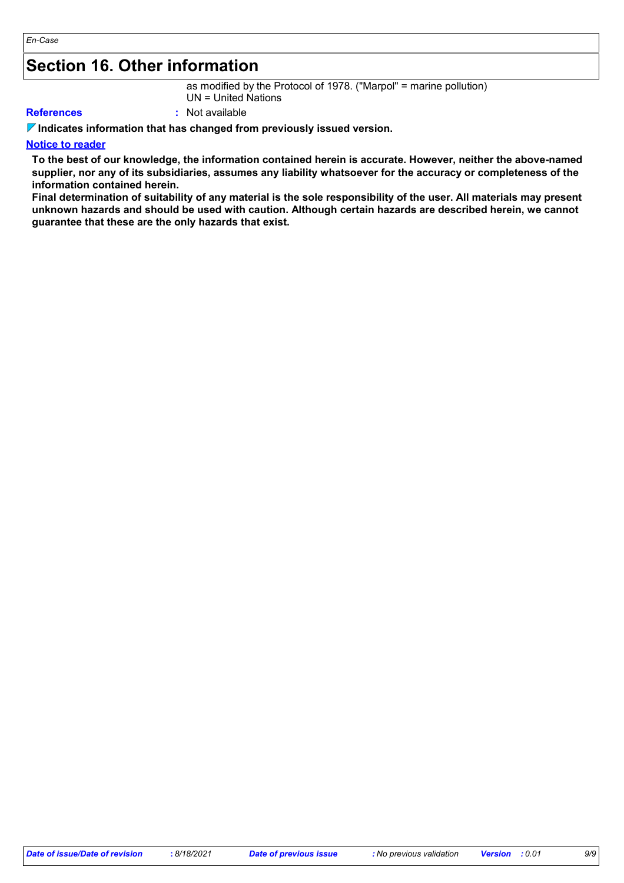# Section 16. Other information

as modified by the Protocol of 1978. ("Marpol" = marine pollution)
UN = United Nations

**References** : Not available

**Indicates information that has changed from previously issued version.**

**Notice to reader**

**To the best of our knowledge, the information contained herein is accurate. However, neither the above-named supplier, nor any of its subsidiaries, assumes any liability whatsoever for the accuracy or completeness of the information contained herein.**

**Final determination of suitability of any material is the sole responsibility of the user. All materials may present unknown hazards and should be used with caution. Although certain hazards are described herein, we cannot guarantee that these are the only hazards that exist.**